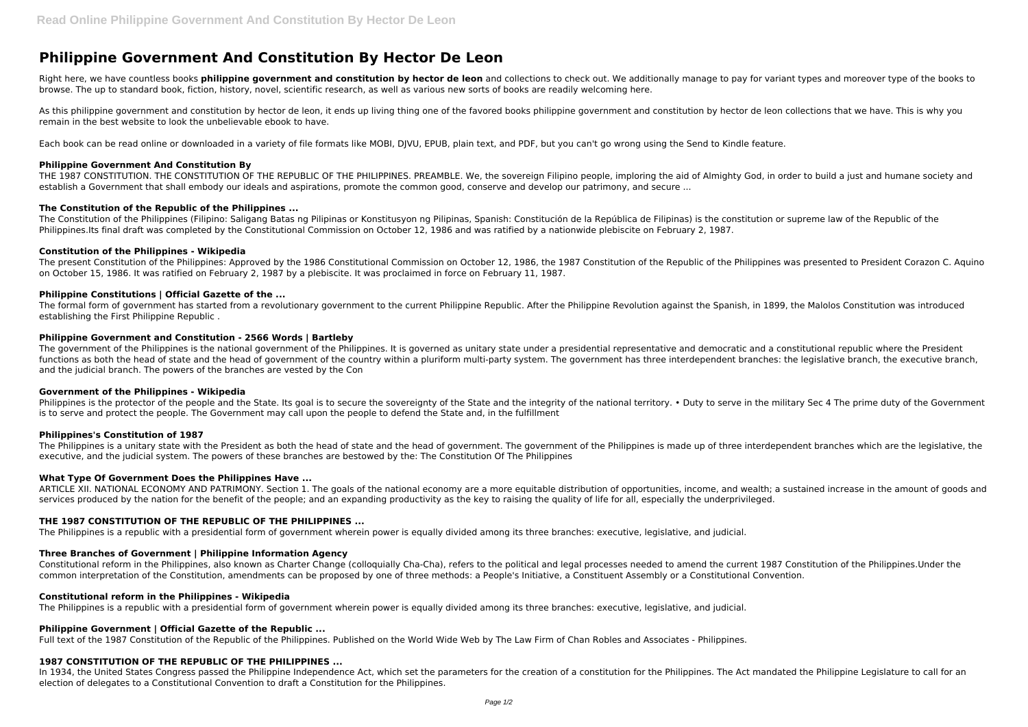# Philippine Government And Constitution By Hector De Leon

Right here, we have countless books **philippine government and constitution by hector de leon** and collections to check out. We additionally manage to pay for variant types and moreover type of the books to browse. The up to standard book, fiction, history, novel, scientific research, as well as various new sorts of books are readily welcoming here.

As this philippine government and constitution by hector de leon, it ends up living thing one of the favored books philippine government and constitution by hector de leon collections that we have. This is why you remain in the best website to look the unbelievable ebook to have.

Each book can be read online or downloaded in a variety of file formats like MOBI, DJVU, EPUB, plain text, and PDF, but you can't go wrong using the Send to Kindle feature.

### Philippine Government And Constitution By

THE 1987 CONSTITUTION. THE CONSTITUTION OF THE REPUBLIC OF THE PHILIPPINES. PREAMBLE. We, the sovereign Filipino people, imploring the aid of Almighty God, in order to build a just and humane society and establish a Government that shall embody our ideals and aspirations, promote the common good, conserve and develop our patrimony, and secure ...

### The Constitution of the Republic of the Philippines ...

The Constitution of the Philippines (Filipino: Saligang Batas ng Pilipinas or Konstitusyon ng Pilipinas, Spanish: Constitución de la República de Filipinas) is the constitution or supreme law of the Republic of the Philippines.Its final draft was completed by the Constitutional Commission on October 12, 1986 and was ratified by a nationwide plebiscite on February 2, 1987.

### Constitution of the Philippines - Wikipedia

The present Constitution of the Philippines: Approved by the 1986 Constitutional Commission on October 12, 1986, the 1987 Constitution of the Republic of the Philippines was presented to President Corazon C. Aquino on October 15, 1986. It was ratified on February 2, 1987 by a plebiscite. It was proclaimed in force on February 11, 1987.

### Philippine Constitutions | Official Gazette of the ...

The formal form of government has started from a revolutionary government to the current Philippine Republic. After the Philippine Revolution against the Spanish, in 1899, the Malolos Constitution was introduced establishing the First Philippine Republic .

### Philippine Government and Constitution - 2566 Words | Bartleby

The government of the Philippines is the national government of the Philippines. It is governed as unitary state under a presidential representative and democratic and a constitutional republic where the President functions as both the head of state and the head of government of the country within a pluriform multi-party system. The government has three interdependent branches: the legislative branch, the executive branch, and the judicial branch. The powers of the branches are vested by the Con

### Government of the Philippines - Wikipedia

Philippines is the protector of the people and the State. Its goal is to secure the sovereignty of the State and the integrity of the national territory. • Duty to serve in the military Sec 4 The prime duty of the Government is to serve and protect the people. The Government may call upon the people to defend the State and, in the fulfillment

### Philippines's Constitution of 1987

The Philippines is a unitary state with the President as both the head of state and the head of government. The government of the Philippines is made up of three interdependent branches which are the legislative, the executive, and the judicial system. The powers of these branches are bestowed by the: The Constitution Of The Philippines

### What Type Of Government Does the Philippines Have ...

ARTICLE XII. NATIONAL ECONOMY AND PATRIMONY. Section 1. The goals of the national economy are a more equitable distribution of opportunities, income, and wealth; a sustained increase in the amount of goods and services produced by the nation for the benefit of the people; and an expanding productivity as the key to raising the quality of life for all, especially the underprivileged.

### THE 1987 CONSTITUTION OF THE REPUBLIC OF THE PHILIPPINES ...

The Philippines is a republic with a presidential form of government wherein power is equally divided among its three branches: executive, legislative, and judicial.

### Three Branches of Government | Philippine Information Agency

Constitutional reform in the Philippines, also known as Charter Change (colloquially Cha-Cha), refers to the political and legal processes needed to amend the current 1987 Constitution of the Philippines.Under the common interpretation of the Constitution, amendments can be proposed by one of three methods: a People's Initiative, a Constituent Assembly or a Constitutional Convention.

### Constitutional reform in the Philippines - Wikipedia

The Philippines is a republic with a presidential form of government wherein power is equally divided among its three branches: executive, legislative, and judicial.

### Philippine Government | Official Gazette of the Republic ...

Full text of the 1987 Constitution of the Republic of the Philippines. Published on the World Wide Web by The Law Firm of Chan Robles and Associates - Philippines.

### 1987 CONSTITUTION OF THE REPUBLIC OF THE PHILIPPINES ...

In 1934, the United States Congress passed the Philippine Independence Act, which set the parameters for the creation of a constitution for the Philippines. The Act mandated the Philippine Legislature to call for an election of delegates to a Constitutional Convention to draft a Constitution for the Philippines.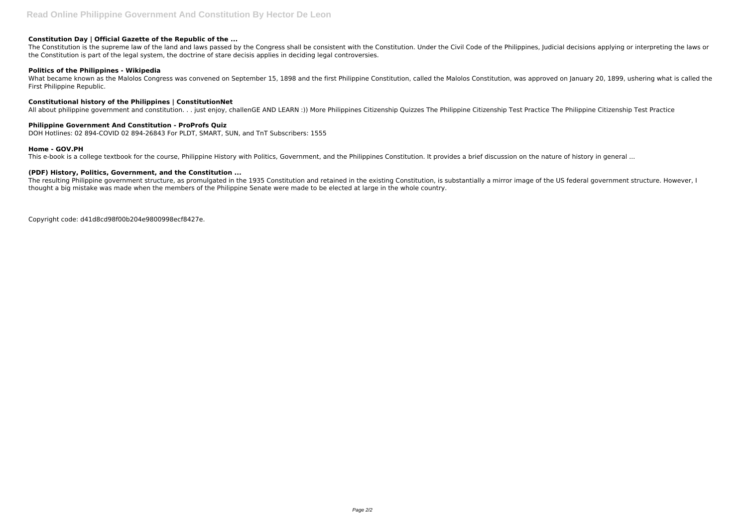### Constitution Day | Official Gazette of the Republic of the ...

The Constitution is the supreme law of the land and laws passed by the Congress shall be consistent with the Constitution. Under the Civil Code of the Philippines, Judicial decisions applying or interpreting the laws or the Constitution is part of the legal system, the doctrine of stare decisis applies in deciding legal controversies.

### Politics of the Philippines - Wikipedia

What became known as the Malolos Congress was convened on September 15, 1898 and the first Philippine Constitution, called the Malolos Constitution, was approved on January 20, 1899, ushering what is called the First Philippine Republic.

### Constitutional history of the Philippines | ConstitutionNet

All about philippine government and constitution. . . just enjoy, challenGE AND LEARN :)) More Philippines Citizenship Quizzes The Philippine Citizenship Test Practice The Philippine Citizenship Test Practice

### Philippine Government And Constitution - ProProfs Quiz

DOH Hotlines: 02 894-COVID 02 894-26843 For PLDT, SMART, SUN, and TnT Subscribers: 1555

### Home - GOV.PH

This e-book is a college textbook for the course, Philippine History with Politics, Government, and the Philippines Constitution. It provides a brief discussion on the nature of history in general ...

### (PDF) History, Politics, Government, and the Constitution ...

The resulting Philippine government structure, as promulgated in the 1935 Constitution and retained in the existing Constitution, is substantially a mirror image of the US federal government structure. However, I thought a big mistake was made when the members of the Philippine Senate were made to be elected at large in the whole country.

Copyright code: d41d8cd98f00b204e9800998ecf8427e.